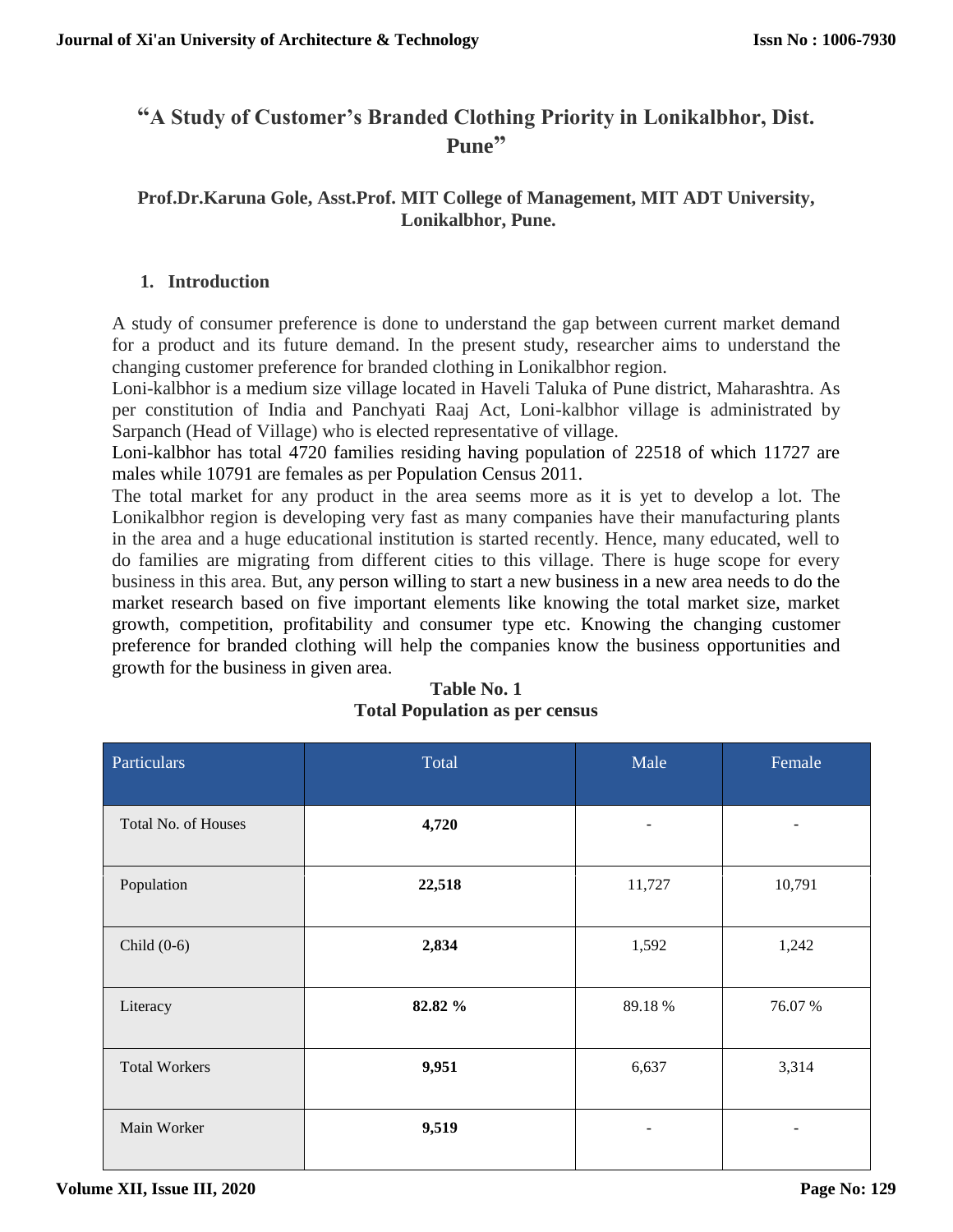# "A Study of Customer's Branded Clothing Priority in Lonikalbhor, Dist. Pune"

**Prof.Dr.Karuna Gole, Asst.Prof. MIT College of Management, MIT ADT University, Lonikalbhor, Pune.**

## 1. Introduction

A study of consumer preference is done to understand the gap between current market demand for a product and its future demand. In the present study, researcher aims to understand the changing customer preference for branded clothing in Lonikalbhor region.

Loni-kalbhor is a medium size village located in Haveli Taluka of Pune district, Maharashtra. As per constitution of India and Panchyati Raaj Act, Loni-kalbhor village is administrated by Sarpanch (Head of Village) who is elected representative of village.

Loni-kalbhor has total 4720 families residing having population of 22518 of which 11727 are males while 10791 are females as per Population Census 2011.

The total market for any product in the area seems more as it is yet to develop a lot. The Lonikalbhor region is developing very fast as many companies have their manufacturing plants in the area and a huge educational institution is started recently. Hence, many educated, well to do families are migrating from different cities to this village. There is huge scope for every business in this area. But, any person willing to start a new business in a new area needs to do the market research based on five important elements like knowing the total market size, market growth, competition, profitability and consumer type etc. Knowing the changing customer preference for branded clothing will help the companies know the business opportunities and growth for the business in given area.

**Table No. 1**
**Total Population as per census**

| Particulars | Total | Male | Female |
|---|---|---|---|
| Total No. of Houses | **4,720** | - | - |
| Population | **22,518** | 11,727 | 10,791 |
| Child (0-6) | **2,834** | 1,592 | 1,242 |
| Literacy | **82.82 %** | 89.18 % | 76.07 % |
| Total Workers | **9,951** | 6,637 | 3,314 |
| Main Worker | **9,519** | - | - |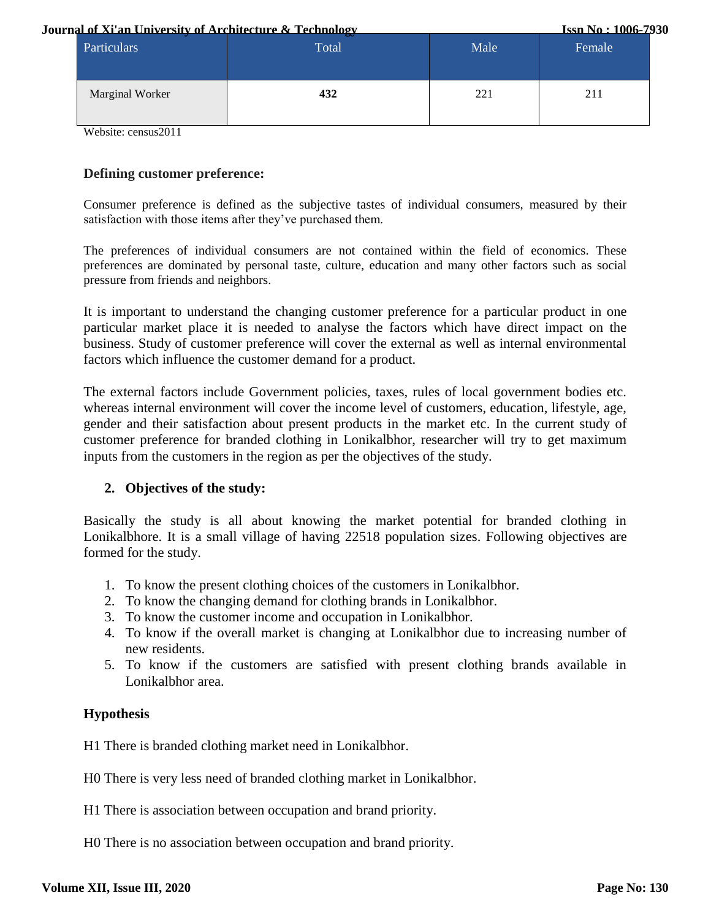| Particulars | Total | Male | Female |
|---|---|---|---|
| Marginal Worker | **432** | 221 | 211 |

Website: census2011

### Defining customer preference:

Consumer preference is defined as the subjective tastes of individual consumers, measured by their satisfaction with those items after they've purchased them.

The preferences of individual consumers are not contained within the field of economics. These preferences are dominated by personal taste, culture, education and many other factors such as social pressure from friends and neighbors.

It is important to understand the changing customer preference for a particular product in one particular market place it is needed to analyse the factors which have direct impact on the business. Study of customer preference will cover the external as well as internal environmental factors which influence the customer demand for a product.

The external factors include Government policies, taxes, rules of local government bodies etc. whereas internal environment will cover the income level of customers, education, lifestyle, age, gender and their satisfaction about present products in the market etc. In the current study of customer preference for branded clothing in Lonikalbhor, researcher will try to get maximum inputs from the customers in the region as per the objectives of the study.

### 2. Objectives of the study:

Basically the study is all about knowing the market potential for branded clothing in Lonikalbhore. It is a small village of having 22518 population sizes. Following objectives are formed for the study.

1. To know the present clothing choices of the customers in Lonikalbhor.
2. To know the changing demand for clothing brands in Lonikalbhor.
3. To know the customer income and occupation in Lonikalbhor.
4. To know if the overall market is changing at Lonikalbhor due to increasing number of new residents.
5. To know if the customers are satisfied with present clothing brands available in Lonikalbhor area.

### Hypothesis

H1 There is branded clothing market need in Lonikalbhor.

H0 There is very less need of branded clothing market in Lonikalbhor.

H1 There is association between occupation and brand priority.

H0 There is no association between occupation and brand priority.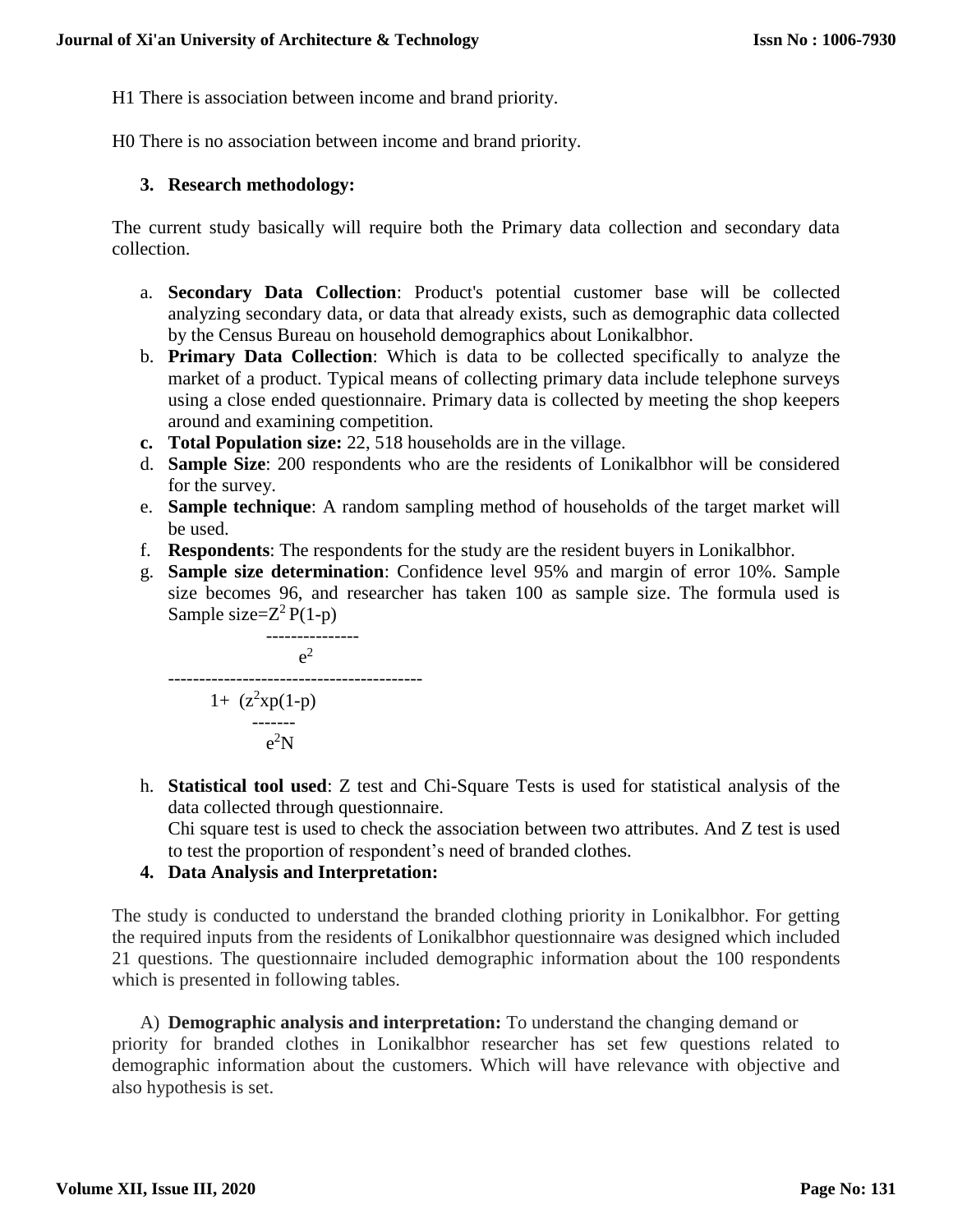H1 There is association between income and brand priority.

H0 There is no association between income and brand priority.

### 3. Research methodology:

The current study basically will require both the Primary data collection and secondary data collection.

a. **Secondary Data Collection**: Product's potential customer base will be collected analyzing secondary data, or data that already exists, such as demographic data collected by the Census Bureau on household demographics about Lonikalbhor.
b. **Primary Data Collection**: Which is data to be collected specifically to analyze the market of a product. Typical means of collecting primary data include telephone surveys using a close ended questionnaire. Primary data is collected by meeting the shop keepers around and examining competition.
c. **Total Population size:** 22, 518 households are in the village.
d. **Sample Size**: 200 respondents who are the residents of Lonikalbhor will be considered for the survey.
e. **Sample technique**: A random sampling method of households of the target market will be used.
f. **Respondents**: The respondents for the study are the resident buyers in Lonikalbhor.
g. **Sample size determination**: Confidence level 95% and margin of error 10%. Sample size becomes 96, and researcher has taken 100 as sample size. The formula used is Sample size=

$$\frac{\dfrac{Z^2 P(1-p)}{e^2}}{1 + \left(\dfrac{z^2 x p(1-p)}{e^2 N}\right)}$$

h. **Statistical tool used**: Z test and Chi-Square Tests is used for statistical analysis of the data collected through questionnaire.
   Chi square test is used to check the association between two attributes. And Z test is used to test the proportion of respondent's need of branded clothes.

### 4. Data Analysis and Interpretation:

The study is conducted to understand the branded clothing priority in Lonikalbhor. For getting the required inputs from the residents of Lonikalbhor questionnaire was designed which included 21 questions. The questionnaire included demographic information about the 100 respondents which is presented in following tables.

A) **Demographic analysis and interpretation:** To understand the changing demand or priority for branded clothes in Lonikalbhor researcher has set few questions related to demographic information about the customers. Which will have relevance with objective and also hypothesis is set.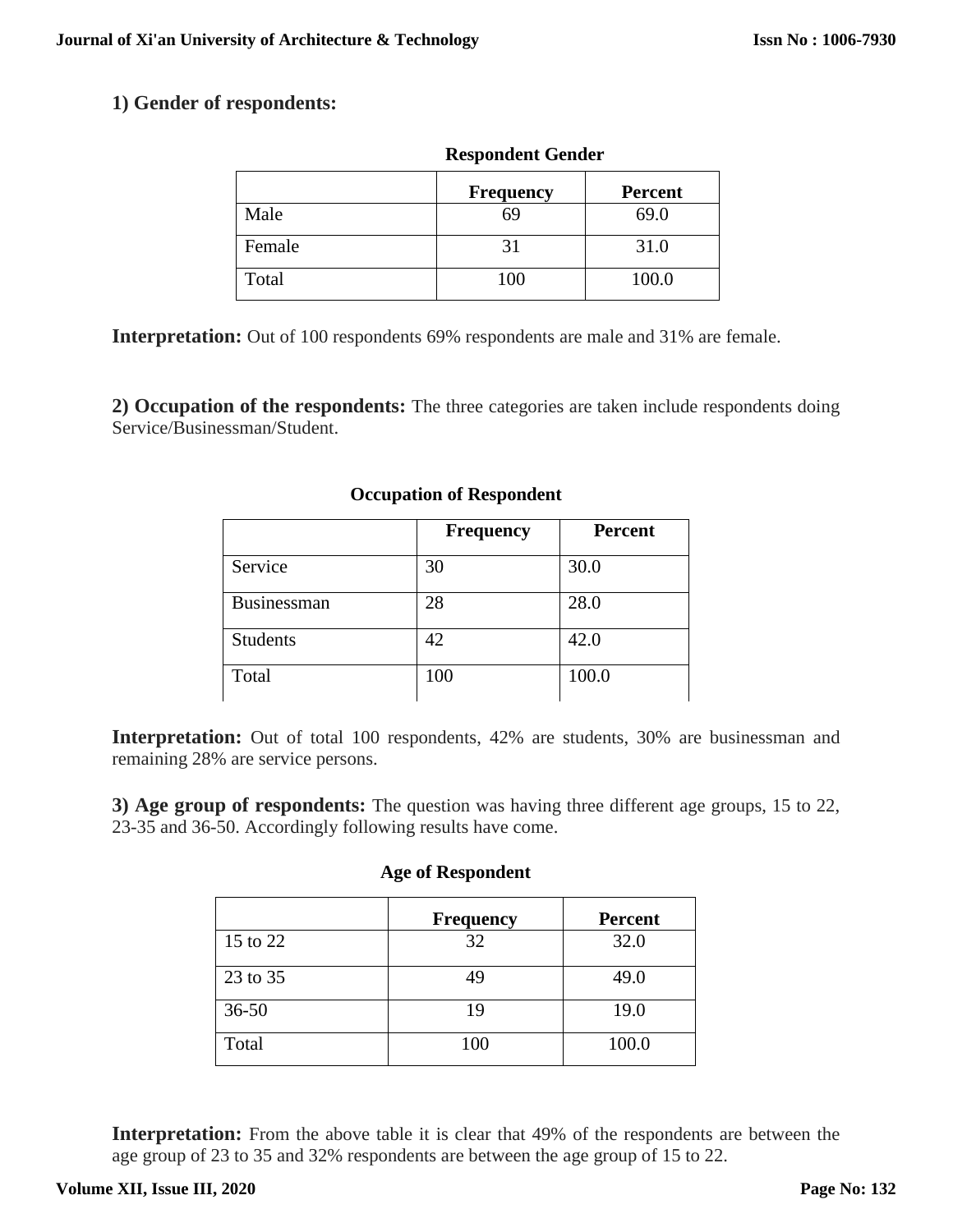### 1) Gender of respondents:

**Respondent Gender**

| | Frequency | Percent |
|---|---|---|
| Male | 69 | 69.0 |
| Female | 31 | 31.0 |
| Total | 100 | 100.0 |

**Interpretation:** Out of 100 respondents 69% respondents are male and 31% are female.

**2) Occupation of the respondents:** The three categories are taken include respondents doing Service/Businessman/Student.

**Occupation of Respondent**

| | Frequency | Percent |
|---|---|---|
| Service | 30 | 30.0 |
| Businessman | 28 | 28.0 |
| Students | 42 | 42.0 |
| Total | 100 | 100.0 |

**Interpretation:** Out of total 100 respondents, 42% are students, 30% are businessman and remaining 28% are service persons.

**3) Age group of respondents:** The question was having three different age groups, 15 to 22, 23-35 and 36-50. Accordingly following results have come.

**Age of Respondent**

| | Frequency | Percent |
|---|---|---|
| 15 to 22 | 32 | 32.0 |
| 23 to 35 | 49 | 49.0 |
| 36-50 | 19 | 19.0 |
| Total | 100 | 100.0 |

**Interpretation:** From the above table it is clear that 49% of the respondents are between the age group of 23 to 35 and 32% respondents are between the age group of 15 to 22.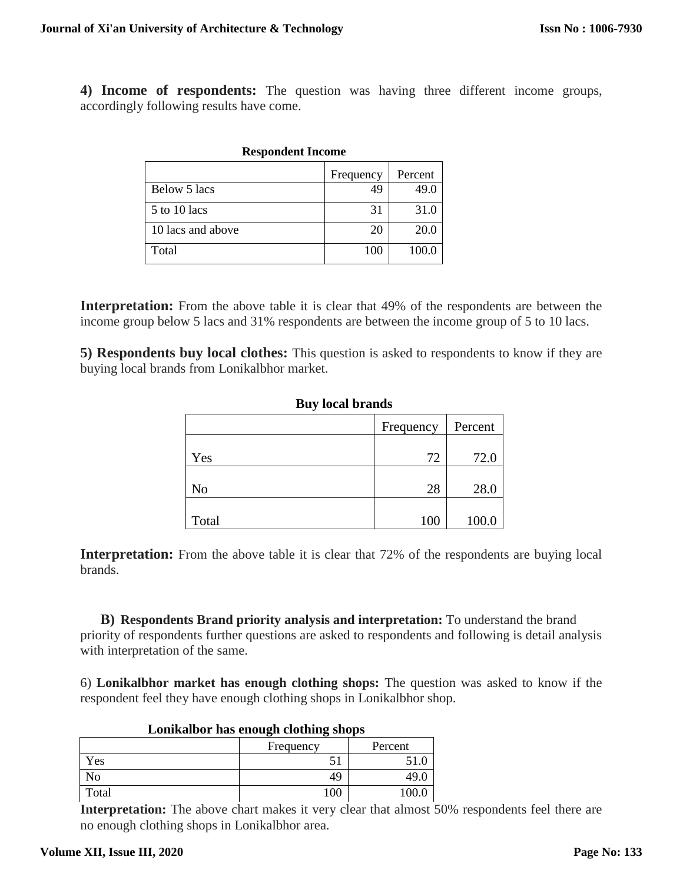**4) Income of respondents:** The question was having three different income groups, accordingly following results have come.

**Respondent Income**

| | Frequency | Percent |
|---|---|---|
| Below 5 lacs | 49 | 49.0 |
| 5 to 10 lacs | 31 | 31.0 |
| 10 lacs and above | 20 | 20.0 |
| Total | 100 | 100.0 |

**Interpretation:** From the above table it is clear that 49% of the respondents are between the income group below 5 lacs and 31% respondents are between the income group of 5 to 10 lacs.

**5) Respondents buy local clothes:** This question is asked to respondents to know if they are buying local brands from Lonikalbhor market.

**Buy local brands**

| | Frequency | Percent |
|---|---|---|
| Yes | 72 | 72.0 |
| No | 28 | 28.0 |
| Total | 100 | 100.0 |

**Interpretation:** From the above table it is clear that 72% of the respondents are buying local brands.

**B) Respondents Brand priority analysis and interpretation:** To understand the brand priority of respondents further questions are asked to respondents and following is detail analysis with interpretation of the same.

6) **Lonikalbhor market has enough clothing shops:** The question was asked to know if the respondent feel they have enough clothing shops in Lonikalbhor shop.

**Lonikalbor has enough clothing shops**

| | Frequency | Percent |
|---|---|---|
| Yes | 51 | 51.0 |
| No | 49 | 49.0 |
| Total | 100 | 100.0 |

**Interpretation:** The above chart makes it very clear that almost 50% respondents feel there are no enough clothing shops in Lonikalbhor area.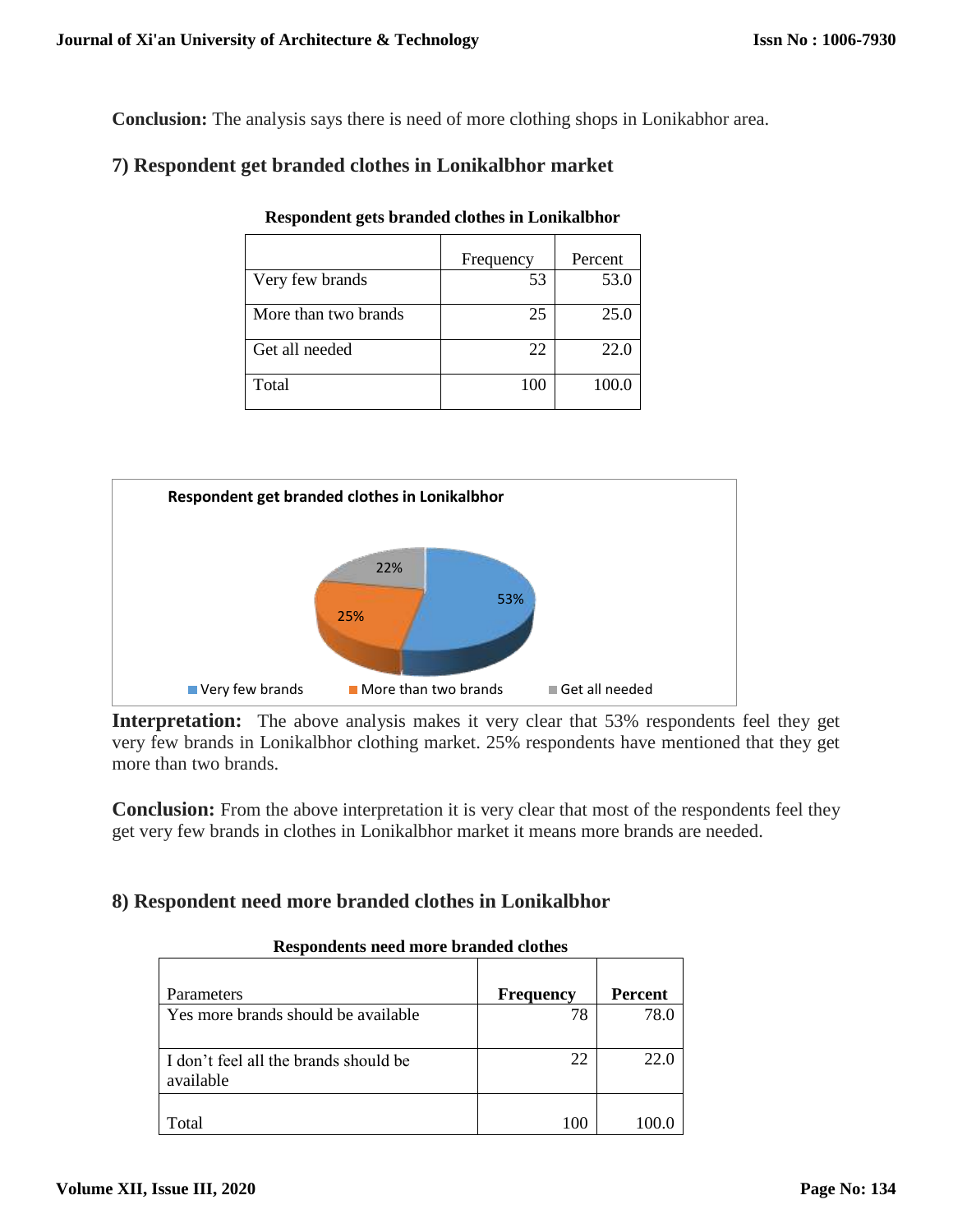**Conclusion:** The analysis says there is need of more clothing shops in Lonikabhor area.

## 7) Respondent get branded clothes in Lonikalbhor market

**Respondent gets branded clothes in Lonikalbhor**

| | Frequency | Percent |
|---|---|---|
| Very few brands | 53 | 53.0 |
| More than two brands | 25 | 25.0 |
| Get all needed | 22 | 22.0 |
| Total | 100 | 100.0 |

**Interpretation:** The above analysis makes it very clear that 53% respondents feel they get very few brands in Lonikalbhor clothing market. 25% respondents have mentioned that they get more than two brands.

**Conclusion:** From the above interpretation it is very clear that most of the respondents feel they get very few brands in clothes in Lonikalbhor market it means more brands are needed.

## 8) Respondent need more branded clothes in Lonikalbhor

**Respondents need more branded clothes**

| Parameters | Frequency | Percent |
|---|---|---|
| Yes more brands should be available | 78 | 78.0 |
| I don't feel all the brands should be available | 22 | 22.0 |
| Total | 100 | 100.0 |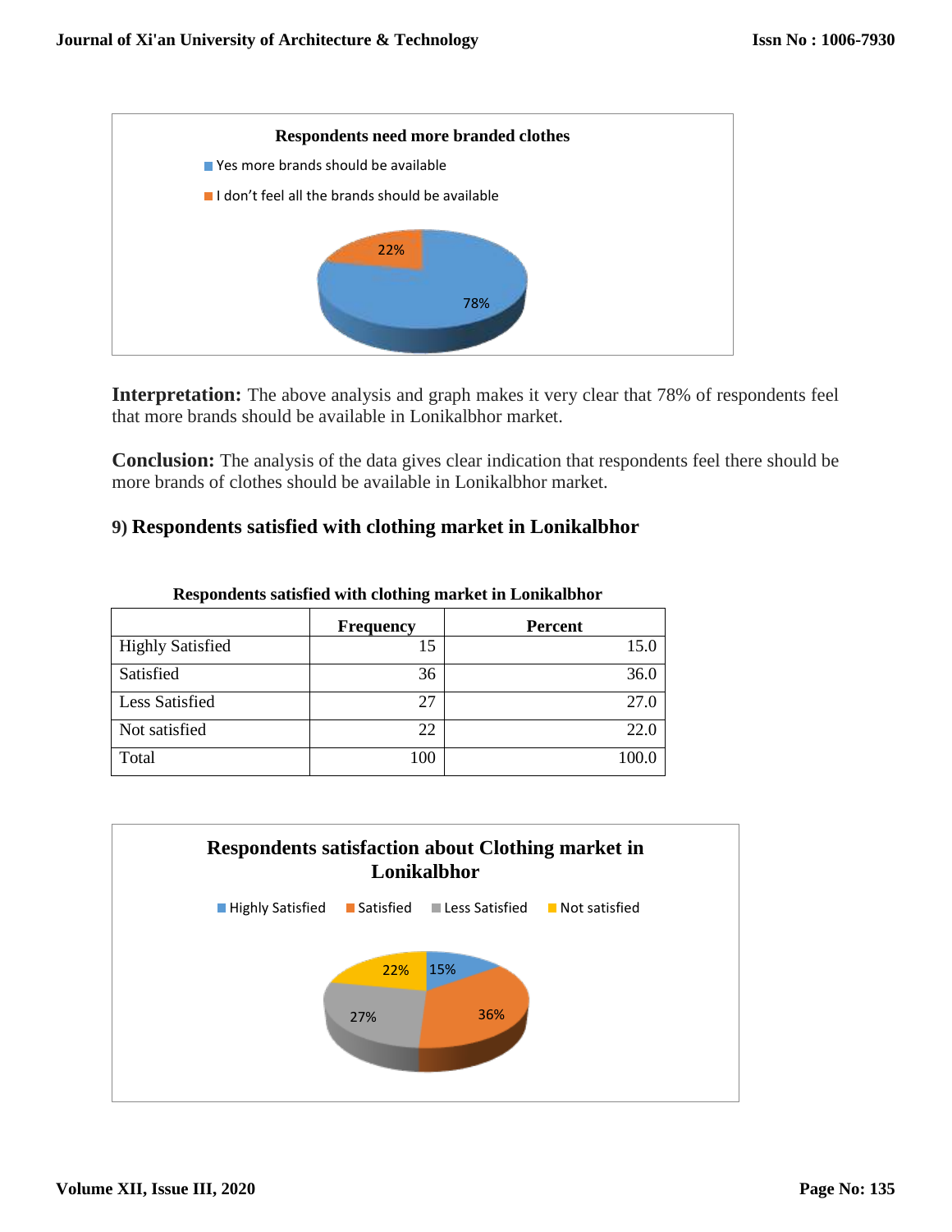**Respondents need more branded clothes**

- Yes more brands should be available
- I don't feel all the brands should be available

22%

78%

**Interpretation:** The above analysis and graph makes it very clear that 78% of respondents feel that more brands should be available in Lonikalbhor market.

**Conclusion:** The analysis of the data gives clear indication that respondents feel there should be more brands of clothes should be available in Lonikalbhor market.

### 9) Respondents satisfied with clothing market in Lonikalbhor

**Respondents satisfied with clothing market in Lonikalbhor**

| | Frequency | Percent |
|---|---|---|
| Highly Satisfied | 15 | 15.0 |
| Satisfied | 36 | 36.0 |
| Less Satisfied | 27 | 27.0 |
| Not satisfied | 22 | 22.0 |
| Total | 100 | 100.0 |

**Respondents satisfaction about Clothing market in Lonikalbhor**

- Highly Satisfied
- Satisfied
- Less Satisfied
- Not satisfied

22% 15%

27% 36%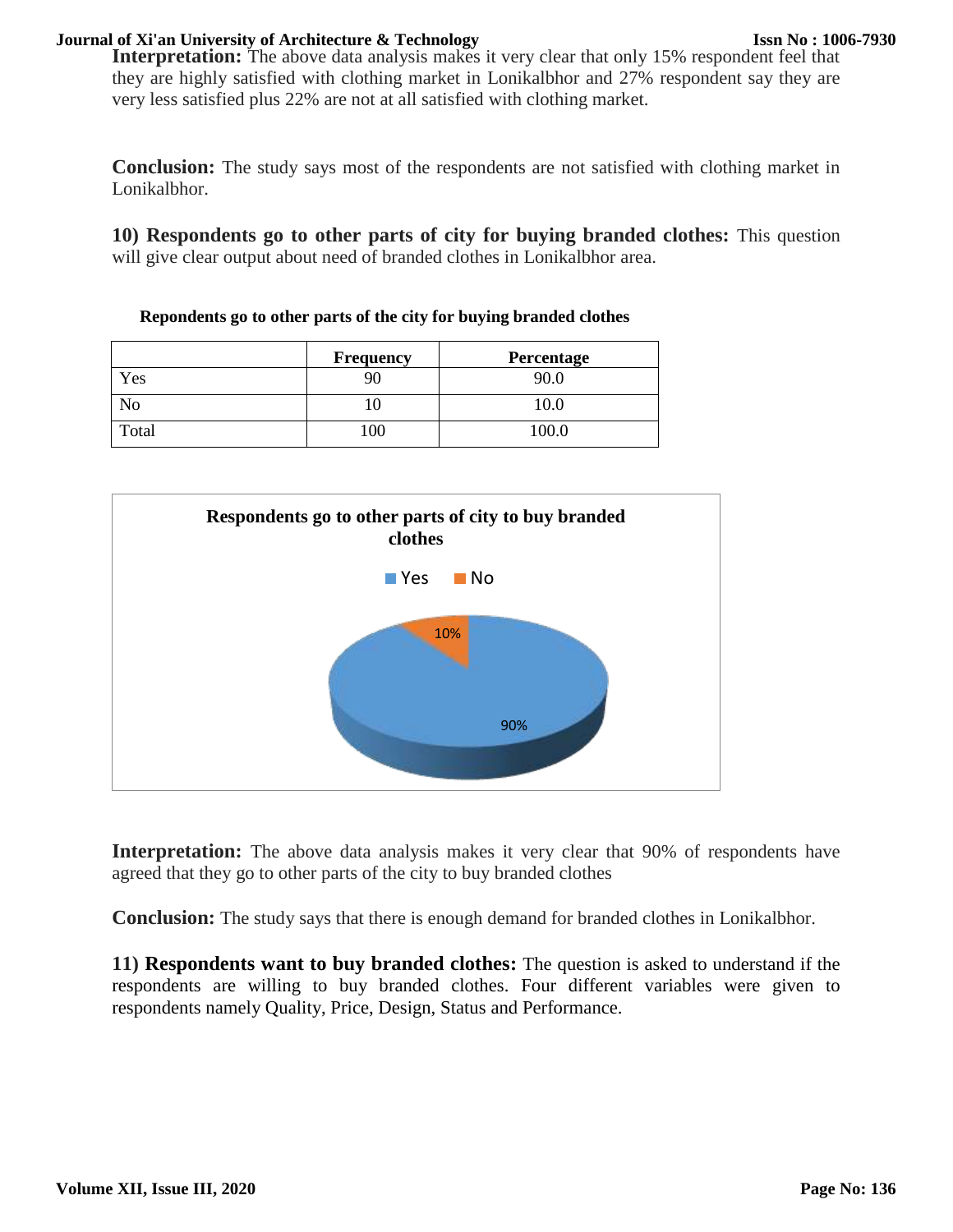**Interpretation:** The above data analysis makes it very clear that only 15% respondent feel that they are highly satisfied with clothing market in Lonikalbhor and 27% respondent say they are very less satisfied plus 22% are not at all satisfied with clothing market.

**Conclusion:** The study says most of the respondents are not satisfied with clothing market in Lonikalbhor.

**10) Respondents go to other parts of city for buying branded clothes:** This question will give clear output about need of branded clothes in Lonikalbhor area.

**Repondents go to other parts of the city for buying branded clothes**

| | Frequency | Percentage |
|---|---|---|
| Yes | 90 | 90.0 |
| No | 10 | 10.0 |
| Total | 100 | 100.0 |

**Respondents go to other parts of city to buy branded clothes**

Yes No

10%

90%

**Interpretation:** The above data analysis makes it very clear that 90% of respondents have agreed that they go to other parts of the city to buy branded clothes

**Conclusion:** The study says that there is enough demand for branded clothes in Lonikalbhor.

**11) Respondents want to buy branded clothes:** The question is asked to understand if the respondents are willing to buy branded clothes. Four different variables were given to respondents namely Quality, Price, Design, Status and Performance.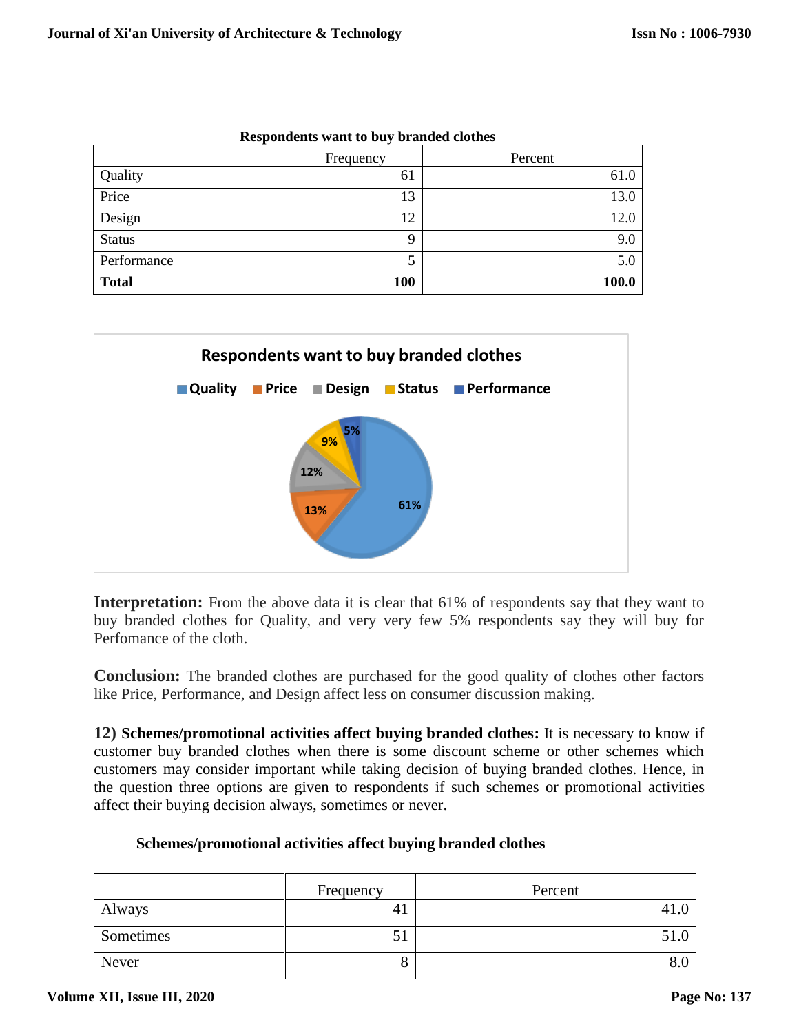**Respondents want to buy branded clothes**

| | Frequency | Percent |
|---|---|---|
| Quality | 61 | 61.0 |
| Price | 13 | 13.0 |
| Design | 12 | 12.0 |
| Status | 9 | 9.0 |
| Performance | 5 | 5.0 |
| **Total** | **100** | **100.0** |

**Interpretation:** From the above data it is clear that 61% of respondents say that they want to buy branded clothes for Quality, and very very few 5% respondents say they will buy for Perfomance of the cloth.

**Conclusion:** The branded clothes are purchased for the good quality of clothes other factors like Price, Performance, and Design affect less on consumer discussion making.

**12) Schemes/promotional activities affect buying branded clothes:** It is necessary to know if customer buy branded clothes when there is some discount scheme or other schemes which customers may consider important while taking decision of buying branded clothes. Hence, in the question three options are given to respondents if such schemes or promotional activities affect their buying decision always, sometimes or never.

**Schemes/promotional activities affect buying branded clothes**

| | Frequency | Percent |
|---|---|---|
| Always | 41 | 41.0 |
| Sometimes | 51 | 51.0 |
| Never | 8 | 8.0 |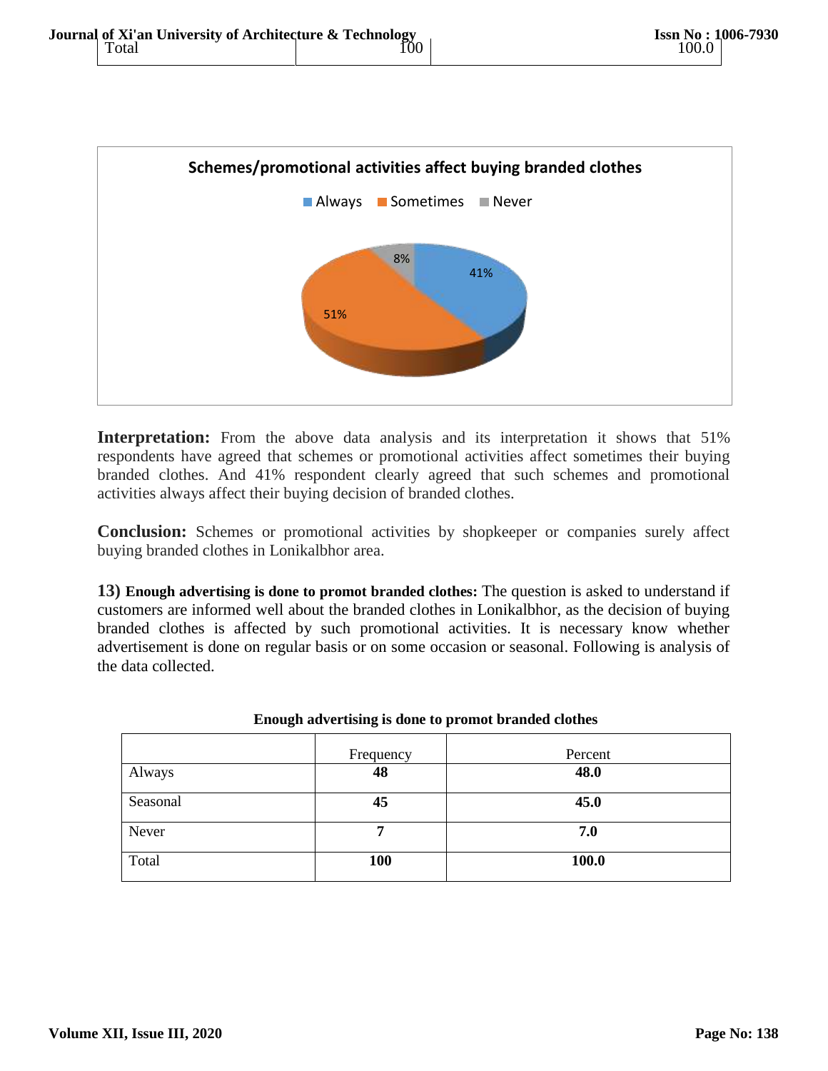| Total | 100 | 100.0 |
|---|---|---|

Schemes/promotional activities affect buying branded clothes

**Interpretation:** From the above data analysis and its interpretation it shows that 51% respondents have agreed that schemes or promotional activities affect sometimes their buying branded clothes. And 41% respondent clearly agreed that such schemes and promotional activities always affect their buying decision of branded clothes.

**Conclusion:** Schemes or promotional activities by shopkeeper or companies surely affect buying branded clothes in Lonikalbhor area.

**13) Enough advertising is done to promot branded clothes:** The question is asked to understand if customers are informed well about the branded clothes in Lonikalbhor, as the decision of buying branded clothes is affected by such promotional activities. It is necessary know whether advertisement is done on regular basis or on some occasion or seasonal. Following is analysis of the data collected.

**Enough advertising is done to promot branded clothes**

| | Frequency | Percent |
|---|---|---|
| Always | **48** | **48.0** |
| Seasonal | **45** | **45.0** |
| Never | **7** | **7.0** |
| Total | **100** | **100.0** |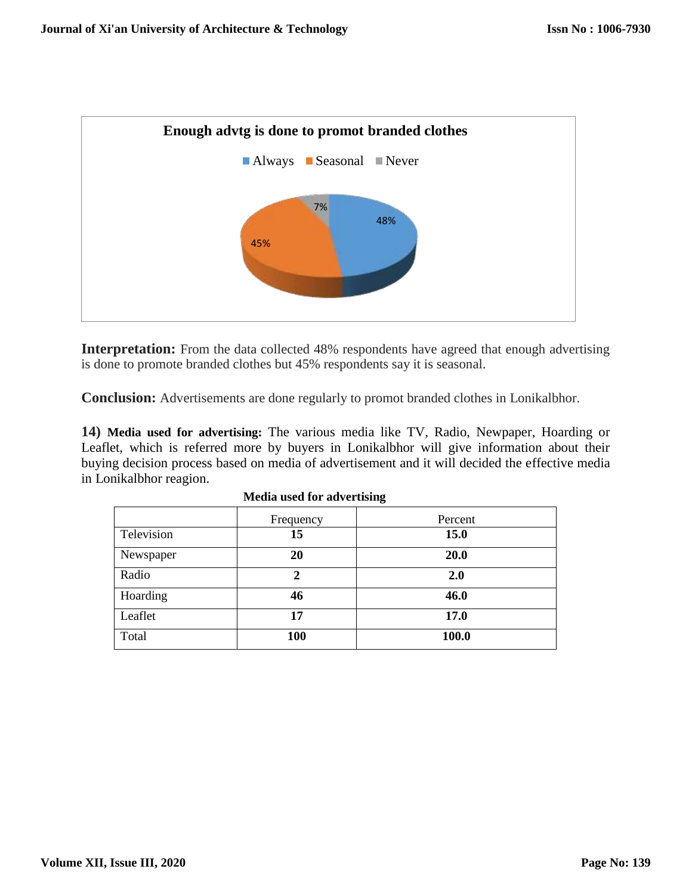**Enough advtg is done to promot branded clothes**

Always | Seasonal | Never

48% | 45% | 7%

**Interpretation:** From the data collected 48% respondents have agreed that enough advertising is done to promote branded clothes but 45% respondents say it is seasonal.

**Conclusion:** Advertisements are done regularly to promot branded clothes in Lonikalbhor.

**14) Media used for advertising:** The various media like TV, Radio, Newpaper, Hoarding or Leaflet, which is referred more by buyers in Lonikalbhor will give information about their buying decision process based on media of advertisement and it will decided the effective media in Lonikalbhor reagion.

**Media used for advertising**

| | Frequency | Percent |
|---|---|---|
| Television | **15** | **15.0** |
| Newspaper | **20** | **20.0** |
| Radio | **2** | **2.0** |
| Hoarding | **46** | **46.0** |
| Leaflet | **17** | **17.0** |
| Total | **100** | **100.0** |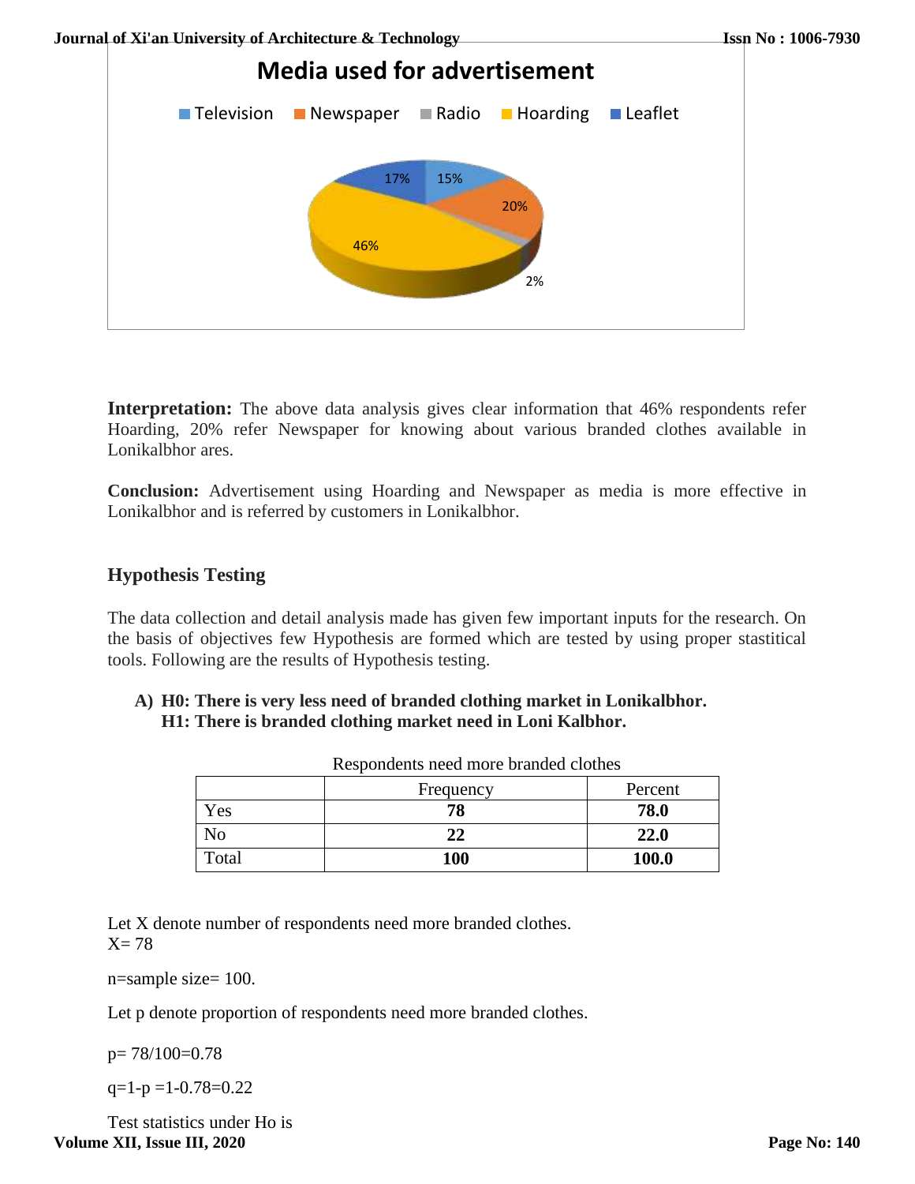**Interpretation:** The above data analysis gives clear information that 46% respondents refer Hoarding, 20% refer Newspaper for knowing about various branded clothes available in Lonikalbhor ares.

**Conclusion:** Advertisement using Hoarding and Newspaper as media is more effective in Lonikalbhor and is referred by customers in Lonikalbhor.

## Hypothesis Testing

The data collection and detail analysis made has given few important inputs for the research. On the basis of objectives few Hypothesis are formed which are tested by using proper stastitical tools. Following are the results of Hypothesis testing.

**A) H0: There is very less need of branded clothing market in Lonikalbhor.**
**H1: There is branded clothing market need in Loni Kalbhor.**

Respondents need more branded clothes

| | Frequency | Percent |
|---|---|---|
| Yes | **78** | **78.0** |
| No | **22** | **22.0** |
| Total | **100** | **100.0** |

Let X denote number of respondents need more branded clothes.
X= 78

n=sample size= 100.

Let p denote proportion of respondents need more branded clothes.

p= 78/100=0.78

q=1-p =1-0.78=0.22

Test statistics under Ho is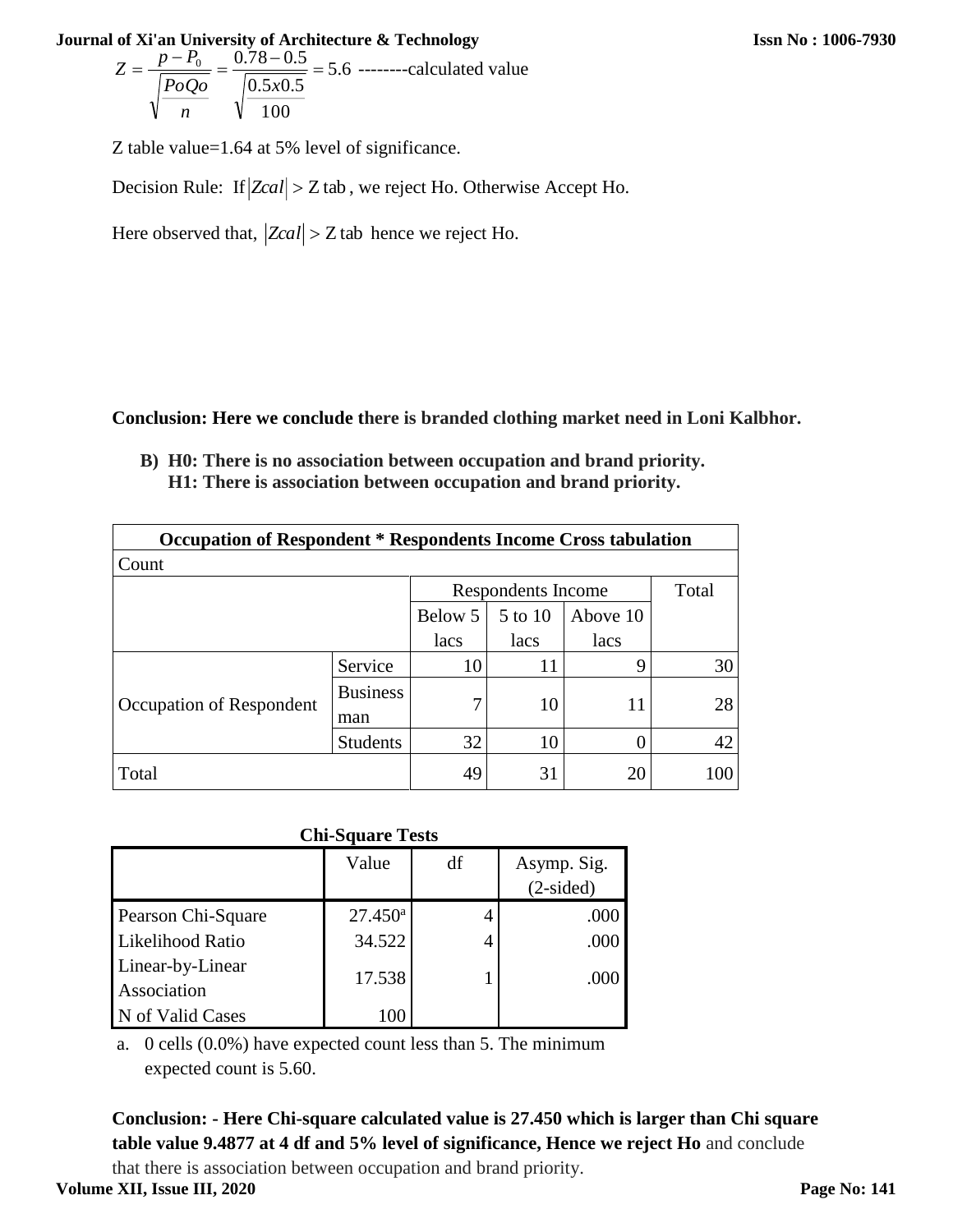$$Z = \frac{p - P_0}{\sqrt{\frac{PoQo}{n}}} = \frac{0.78 - 0.5}{\sqrt{\frac{0.5x0.5}{100}}} = 5.6$$ --------calculated value

Z table value=1.64 at 5% level of significance.

Decision Rule: If $|Zcal| > \text{Z tab}$, we reject Ho. Otherwise Accept Ho.

Here observed that, $|Zcal| > \text{Z tab}$ hence we reject Ho.

**Conclusion: Here we conclude there is branded clothing market need in Loni Kalbhor.**

**B) H0: There is no association between occupation and brand priority.**
**H1: There is association between occupation and brand priority.**

| **Occupation of Respondent * Respondents Income Cross tabulation** | | | | | |
|---|---|---|---|---|---|
| Count | | | | | |
| | | Respondents Income | | | Total |
| | | Below 5 lacs | 5 to 10 lacs | Above 10 lacs | |
| Occupation of Respondent | Service | 10 | 11 | 9 | 30 |
| | Business man | 7 | 10 | 11 | 28 |
| | Students | 32 | 10 | 0 | 42 |
| Total | | 49 | 31 | 20 | 100 |

**Chi-Square Tests**

| | Value | df | Asymp. Sig. (2-sided) |
|---|---|---|---|
| Pearson Chi-Square | 27.450[a] | 4 | .000 |
| Likelihood Ratio | 34.522 | 4 | .000 |
| Linear-by-Linear Association | 17.538 | 1 | .000 |
| N of Valid Cases | 100 | | |

a. 0 cells (0.0%) have expected count less than 5. The minimum expected count is 5.60.

**Conclusion: - Here Chi-square calculated value is 27.450 which is larger than Chi square table value 9.4877 at 4 df and 5% level of significance, Hence we reject Ho** and conclude that there is association between occupation and brand priority.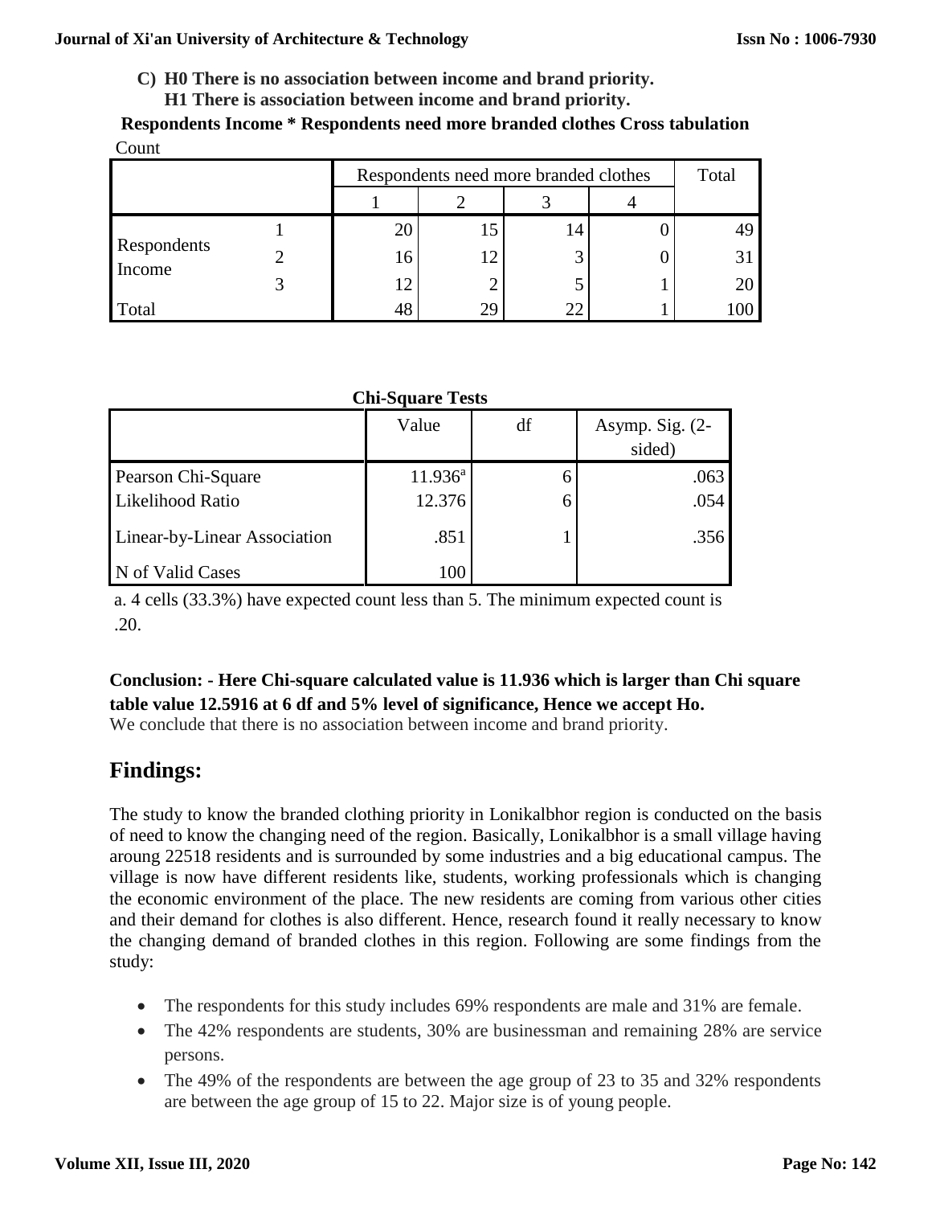**C) H0 There is no association between income and brand priority.**
**H1 There is association between income and brand priority.**

**Respondents Income * Respondents need more branded clothes Cross tabulation**

Count

| | | Respondents need more branded clothes | | | | Total |
|---|---|---|---|---|---|---|
| | | 1 | 2 | 3 | 4 | |
| Respondents Income | 1 | 20 | 15 | 14 | 0 | 49 |
| | 2 | 16 | 12 | 3 | 0 | 31 |
| | 3 | 12 | 2 | 5 | 1 | 20 |
| Total | | 48 | 29 | 22 | 1 | 100 |

**Chi-Square Tests**

| | Value | df | Asymp. Sig. (2-sided) |
|---|---|---|---|
| Pearson Chi-Square | 11.936[a] | 6 | .063 |
| Likelihood Ratio | 12.376 | 6 | .054 |
| Linear-by-Linear Association | .851 | 1 | .356 |
| N of Valid Cases | 100 | | |

a. 4 cells (33.3%) have expected count less than 5. The minimum expected count is .20.

**Conclusion: - Here Chi-square calculated value is 11.936 which is larger than Chi square table value 12.5916 at 6 df and 5% level of significance, Hence we accept Ho.**

We conclude that there is no association between income and brand priority.

## Findings:

The study to know the branded clothing priority in Lonikalbhor region is conducted on the basis of need to know the changing need of the region. Basically, Lonikalbhor is a small village having aroung 22518 residents and is surrounded by some industries and a big educational campus. The village is now have different residents like, students, working professionals which is changing the economic environment of the place. The new residents are coming from various other cities and their demand for clothes is also different. Hence, research found it really necessary to know the changing demand of branded clothes in this region. Following are some findings from the study:

- The respondents for this study includes 69% respondents are male and 31% are female.
- The 42% respondents are students, 30% are businessman and remaining 28% are service persons.
- The 49% of the respondents are between the age group of 23 to 35 and 32% respondents are between the age group of 15 to 22. Major size is of young people.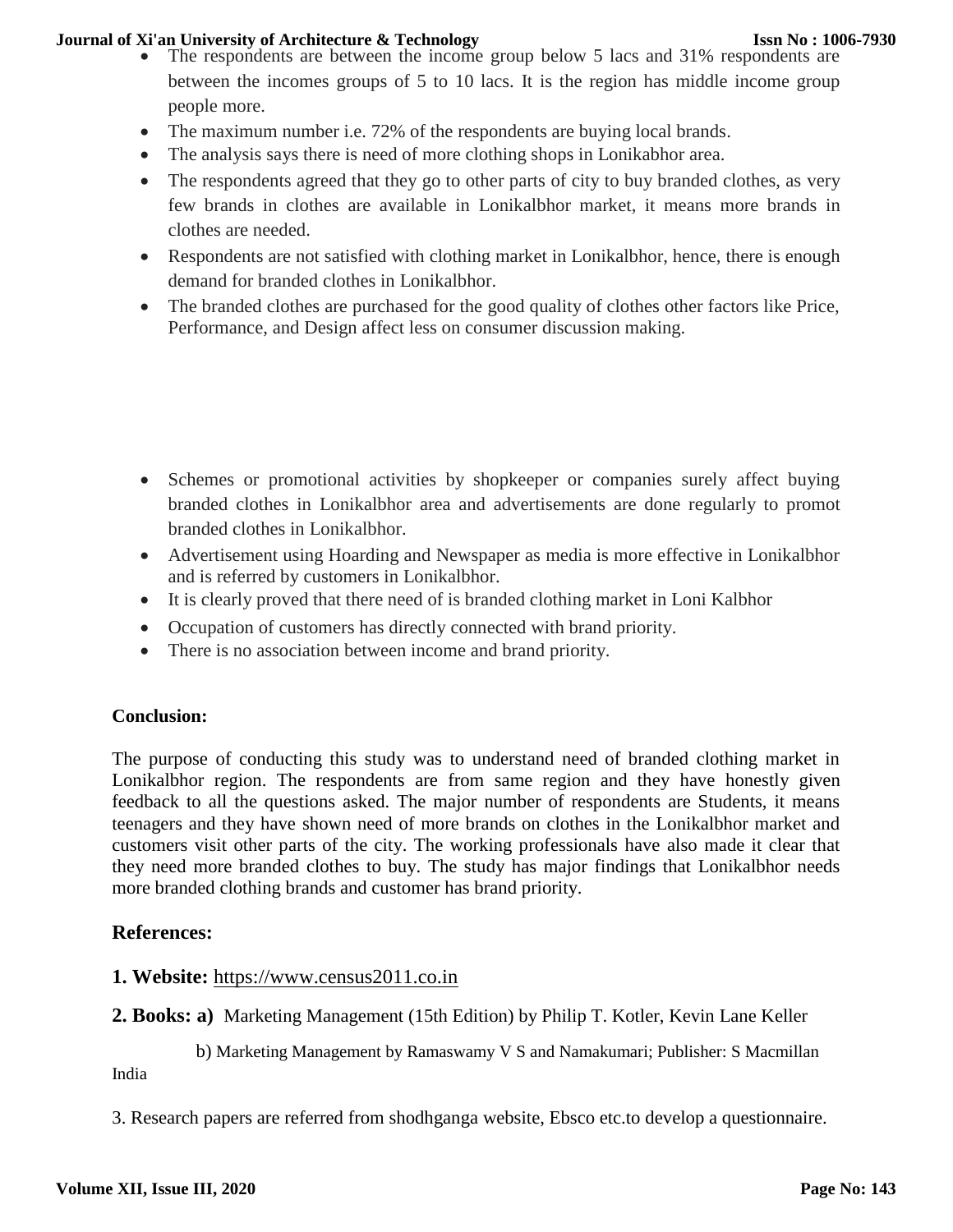- The respondents are between the income group below 5 lacs and 31% respondents are between the incomes groups of 5 to 10 lacs. It is the region has middle income group people more.
- The maximum number i.e. 72% of the respondents are buying local brands.
- The analysis says there is need of more clothing shops in Lonikabhor area.
- The respondents agreed that they go to other parts of city to buy branded clothes, as very few brands in clothes are available in Lonikalbhor market, it means more brands in clothes are needed.
- Respondents are not satisfied with clothing market in Lonikalbhor, hence, there is enough demand for branded clothes in Lonikalbhor.
- The branded clothes are purchased for the good quality of clothes other factors like Price, Performance, and Design affect less on consumer discussion making.

- Schemes or promotional activities by shopkeeper or companies surely affect buying branded clothes in Lonikalbhor area and advertisements are done regularly to promot branded clothes in Lonikalbhor.
- Advertisement using Hoarding and Newspaper as media is more effective in Lonikalbhor and is referred by customers in Lonikalbhor.
- It is clearly proved that there need of is branded clothing market in Loni Kalbhor
- Occupation of customers has directly connected with brand priority.
- There is no association between income and brand priority.

**Conclusion:**

The purpose of conducting this study was to understand need of branded clothing market in Lonikalbhor region. The respondents are from same region and they have honestly given feedback to all the questions asked. The major number of respondents are Students, it means teenagers and they have shown need of more brands on clothes in the Lonikalbhor market and customers visit other parts of the city. The working professionals have also made it clear that they need more branded clothes to buy. The study has major findings that Lonikalbhor needs more branded clothing brands and customer has brand priority.

## References:

**1. Website:** https://www.census2011.co.in

**2. Books: a)** Marketing Management (15th Edition) by Philip T. Kotler, Kevin Lane Keller

b) Marketing Management by Ramaswamy V S and Namakumari; Publisher: S Macmillan India

3. Research papers are referred from shodhganga website, Ebsco etc.to develop a questionnaire.